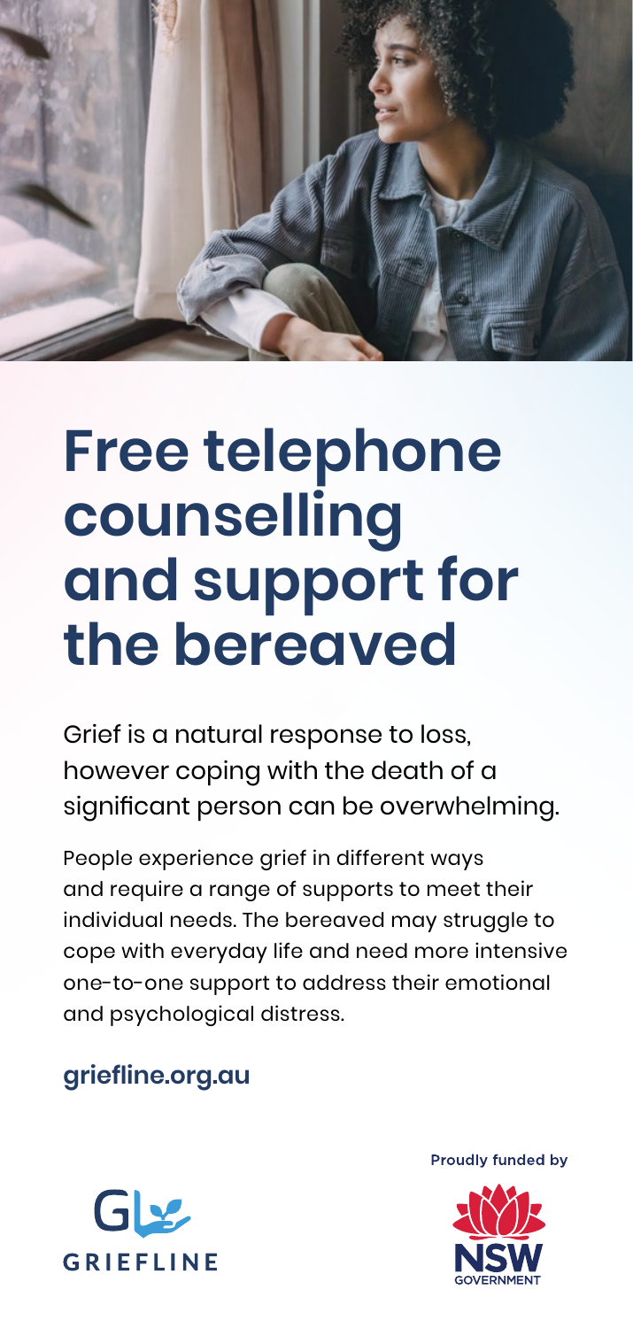# Free telephone counselling and support for the bereaved

Grief is a natural response to loss, however coping with the death of a significant person can be overwhelming.

People experience grief in different ways and require a range of supports to meet their individual needs. The bereaved may struggle to cope with everyday life and need more intensive one-to-one support to address their emotional and psychological distress.

**griefline.org.au**

GRIEFLINE

Proudly funded by

NSW GOVERNMENT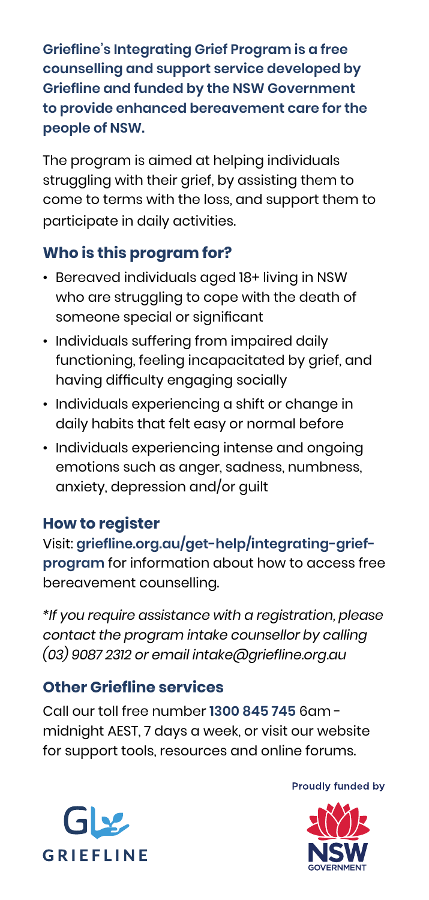**Griefline's Integrating Grief Program is a free counselling and support service developed by Griefline and funded by the NSW Government to provide enhanced bereavement care for the people of NSW.**

The program is aimed at helping individuals struggling with their grief, by assisting them to come to terms with the loss, and support them to participate in daily activities.

## Who is this program for?

- Bereaved individuals aged 18+ living in NSW who are struggling to cope with the death of someone special or significant
- Individuals suffering from impaired daily functioning, feeling incapacitated by grief, and having difficulty engaging socially
- Individuals experiencing a shift or change in daily habits that felt easy or normal before
- Individuals experiencing intense and ongoing emotions such as anger, sadness, numbness, anxiety, depression and/or guilt

## How to register

Visit: **griefline.org.au/get-help/integrating-grief-program** for information about how to access free bereavement counselling.

*\*If you require assistance with a registration, please contact the program intake counsellor by calling (03) 9087 2312 or email intake@griefline.org.au*

## Other Griefline services

Call our toll free number **1300 845 745** 6am - midnight AEST, 7 days a week, or visit our website for support tools, resources and online forums.

GRIEFLINE

Proudly funded by

NSW GOVERNMENT